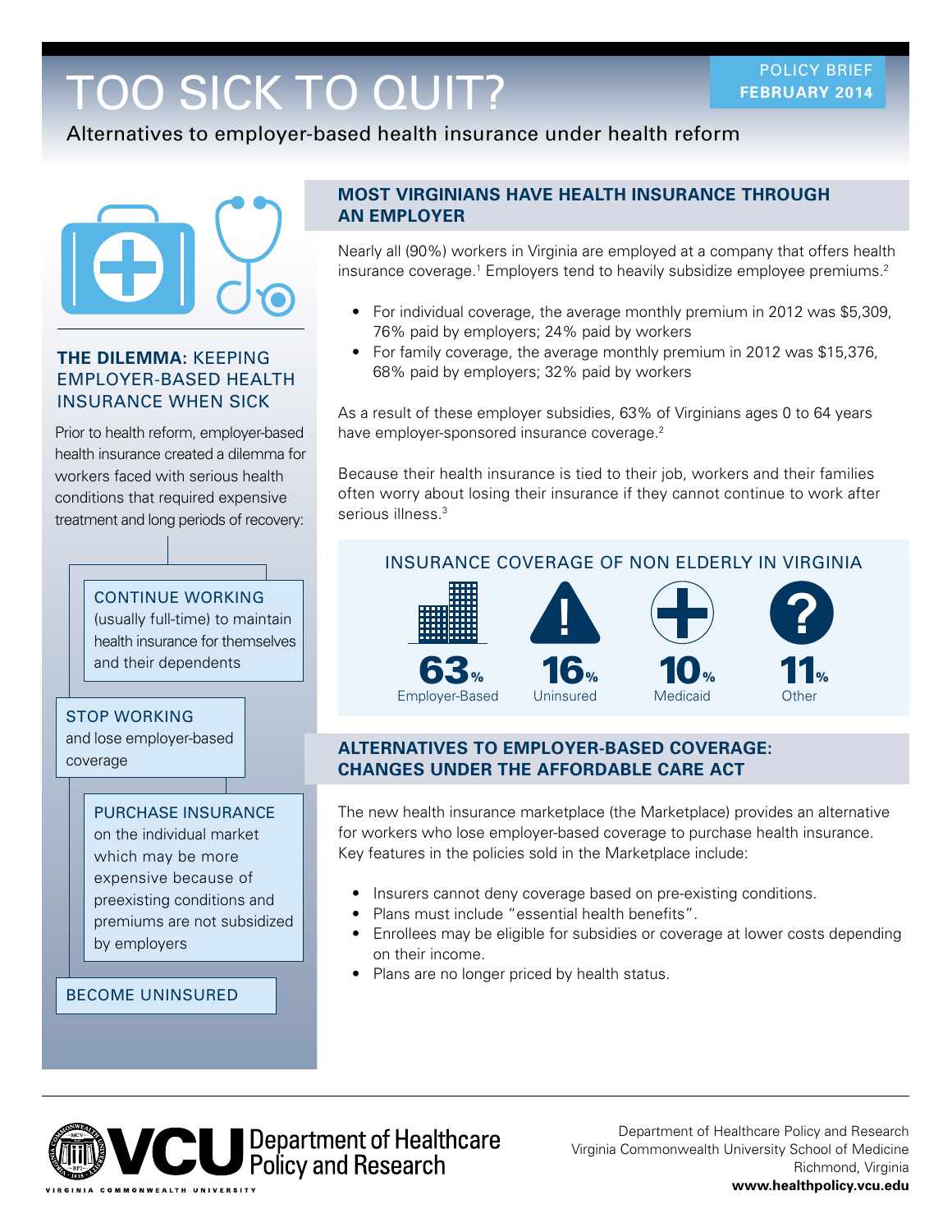POLICY BRIEF
**FEBRUARY 2014**

# TOO SICK TO QUIT?

Alternatives to employer-based health insurance under health reform

### THE DILEMMA: KEEPING EMPLOYER-BASED HEALTH INSURANCE WHEN SICK

Prior to health reform, employer-based health insurance created a dilemma for workers faced with serious health conditions that required expensive treatment and long periods of recovery:

- **CONTINUE WORKING** (usually full-time) to maintain health insurance for themselves and their dependents
- **STOP WORKING** and lose employer-based coverage
  - **PURCHASE INSURANCE** on the individual market which may be more expensive because of preexisting conditions and premiums are not subsidized by employers
  - **BECOME UNINSURED**

## MOST VIRGINIANS HAVE HEALTH INSURANCE THROUGH AN EMPLOYER

Nearly all (90%) workers in Virginia are employed at a company that offers health insurance coverage.[1] Employers tend to heavily subsidize employee premiums.[2]

- For individual coverage, the average monthly premium in 2012 was $5,309, 76% paid by employers; 24% paid by workers
- For family coverage, the average monthly premium in 2012 was $15,376, 68% paid by employers; 32% paid by workers

As a result of these employer subsidies, 63% of Virginians ages 0 to 64 years have employer-sponsored insurance coverage.[2]

Because their health insurance is tied to their job, workers and their families often worry about losing their insurance if they cannot continue to work after serious illness.[3]

### INSURANCE COVERAGE OF NON ELDERLY IN VIRGINIA

| Employer-Based | Uninsured | Medicaid | Other |
|---|---|---|---|
| 63% | 16% | 10% | 11% |

## ALTERNATIVES TO EMPLOYER-BASED COVERAGE: CHANGES UNDER THE AFFORDABLE CARE ACT

The new health insurance marketplace (the Marketplace) provides an alternative for workers who lose employer-based coverage to purchase health insurance. Key features in the policies sold in the Marketplace include:

- Insurers cannot deny coverage based on pre-existing conditions.
- Plans must include "essential health benefits".
- Enrollees may be eligible for subsidies or coverage at lower costs depending on their income.
- Plans are no longer priced by health status.

VCU Department of Healthcare Policy and Research

Department of Healthcare Policy and Research
Virginia Commonwealth University School of Medicine
Richmond, Virginia
**www.healthpolicy.vcu.edu**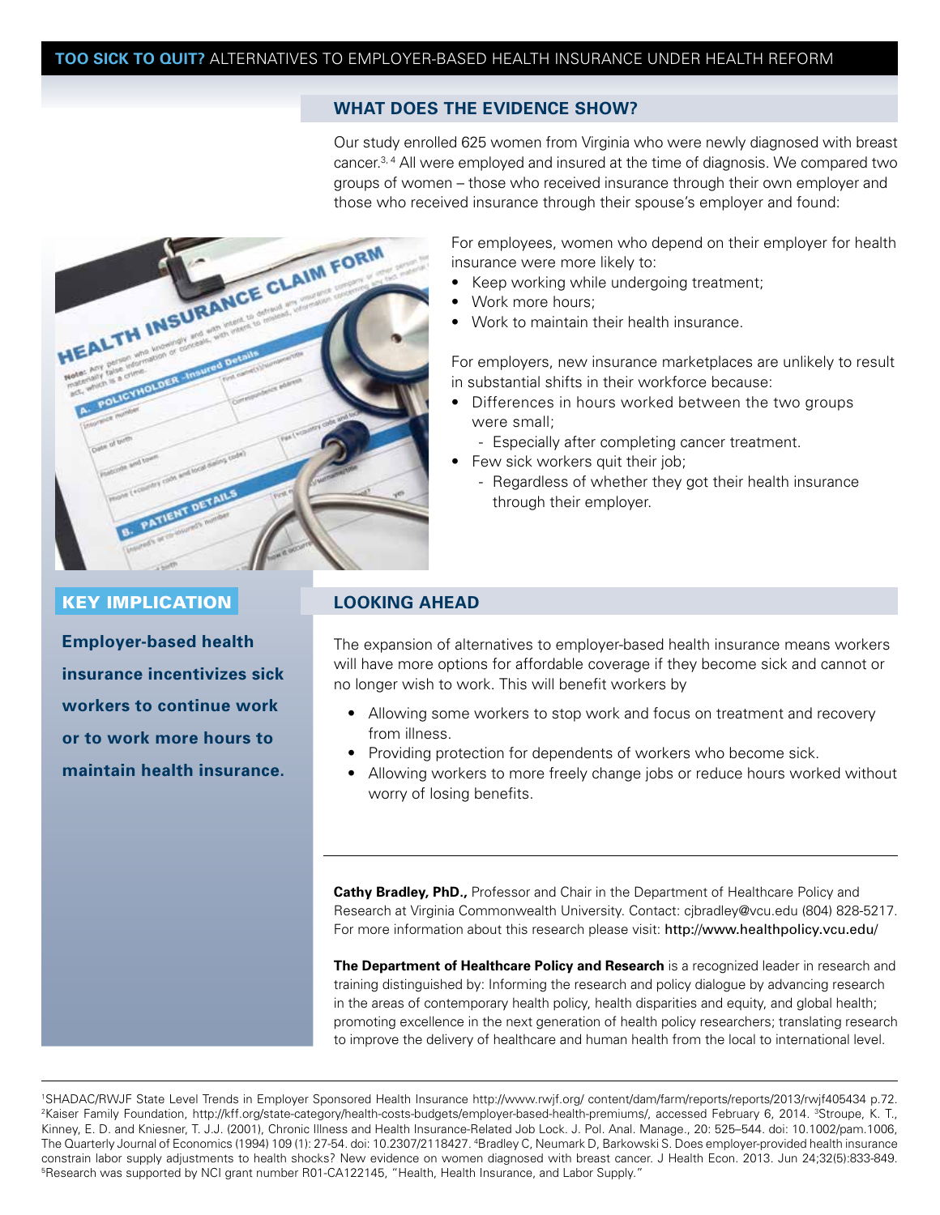## WHAT DOES THE EVIDENCE SHOW?

Our study enrolled 625 women from Virginia who were newly diagnosed with breast cancer.[3, 4] All were employed and insured at the time of diagnosis. We compared two groups of women – those who received insurance through their own employer and those who received insurance through their spouse's employer and found:

For employees, women who depend on their employer for health insurance were more likely to:

- Keep working while undergoing treatment;
- Work more hours;
- Work to maintain their health insurance.

For employers, new insurance marketplaces are unlikely to result in substantial shifts in their workforce because:

- Differences in hours worked between the two groups were small;
  - Especially after completing cancer treatment.
- Few sick workers quit their job;
  - Regardless of whether they got their health insurance through their employer.

## KEY IMPLICATION

**Employer-based health insurance incentivizes sick workers to continue work or to work more hours to maintain health insurance.**

## LOOKING AHEAD

The expansion of alternatives to employer-based health insurance means workers will have more options for affordable coverage if they become sick and cannot or no longer wish to work. This will benefit workers by

- Allowing some workers to stop work and focus on treatment and recovery from illness.
- Providing protection for dependents of workers who become sick.
- Allowing workers to more freely change jobs or reduce hours worked without worry of losing benefits.

---

**Cathy Bradley, PhD.,** Professor and Chair in the Department of Healthcare Policy and Research at Virginia Commonwealth University. Contact: cjbradley@vcu.edu (804) 828-5217. For more information about this research please visit: **http://www.healthpolicy.vcu.edu/**

**The Department of Healthcare Policy and Research** is a recognized leader in research and training distinguished by: Informing the research and policy dialogue by advancing research in the areas of contemporary health policy, health disparities and equity, and global health; promoting excellence in the next generation of health policy researchers; translating research to improve the delivery of healthcare and human health from the local to international level.

---

[1]SHADAC/RWJF State Level Trends in Employer Sponsored Health Insurance http://www.rwjf.org/ content/dam/farm/reports/reports/2013/rwjf405434 p.72. [2]Kaiser Family Foundation, http://kff.org/state-category/health-costs-budgets/employer-based-health-premiums/, accessed February 6, 2014. [3]Stroupe, K. T., Kinney, E. D. and Kniesner, T. J.J. (2001), Chronic Illness and Health Insurance-Related Job Lock. J. Pol. Anal. Manage., 20: 525–544. doi: 10.1002/pam.1006, The Quarterly Journal of Economics (1994) 109 (1): 27-54. doi: 10.2307/2118427. [4]Bradley C, Neumark D, Barkowski S. Does employer-provided health insurance constrain labor supply adjustments to health shocks? New evidence on women diagnosed with breast cancer. J Health Econ. 2013. Jun 24;32(5):833-849. [5]Research was supported by NCI grant number R01-CA122145, "Health, Health Insurance, and Labor Supply."